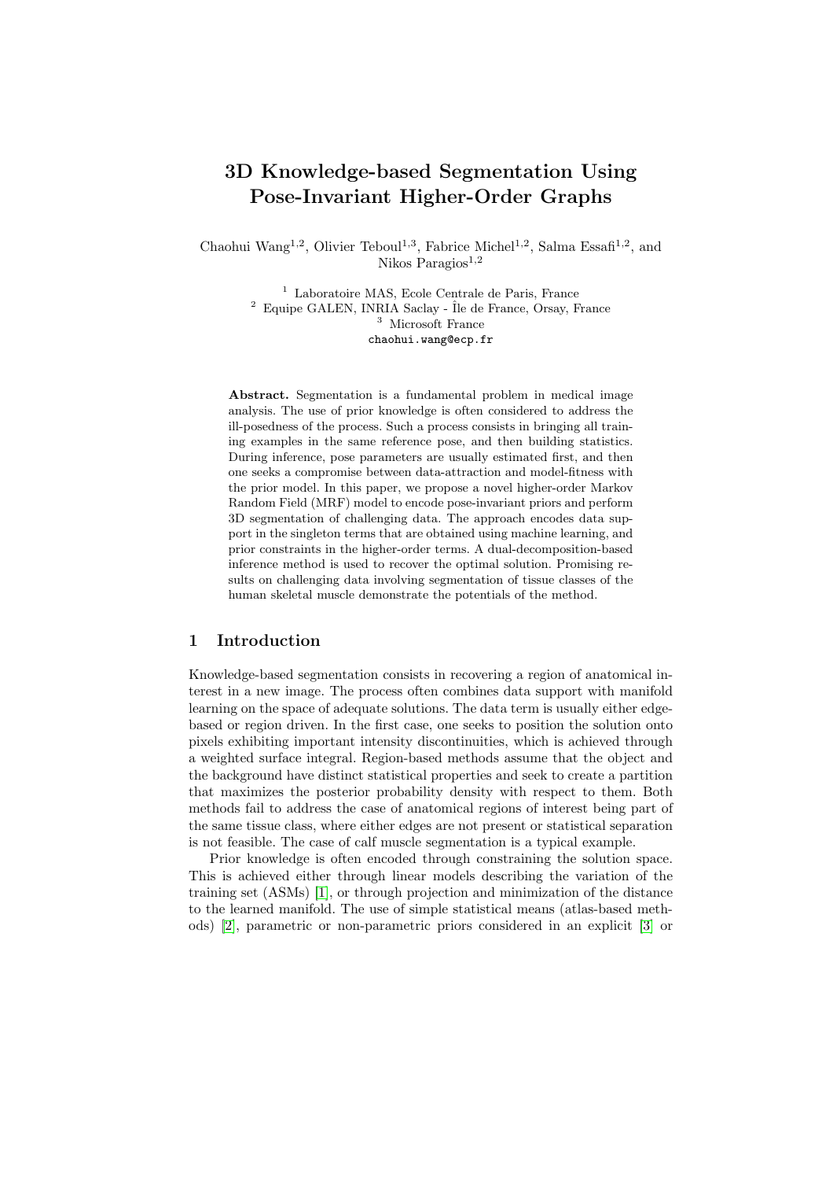# 3D Knowledge-based Segmentation Using Pose-Invariant Higher-Order Graphs

Chaohui Wang[1,2], Olivier Teboul[1,3], Fabrice Michel[1,2], Salma Essafi[1,2], and Nikos Paragios[1,2]

[1] Laboratoire MAS, Ecole Centrale de Paris, France
[2] Equipe GALEN, INRIA Saclay - Île de France, Orsay, France
[3] Microsoft France
chaohui.wang@ecp.fr

**Abstract.** Segmentation is a fundamental problem in medical image analysis. The use of prior knowledge is often considered to address the ill-posedness of the process. Such a process consists in bringing all training examples in the same reference pose, and then building statistics. During inference, pose parameters are usually estimated first, and then one seeks a compromise between data-attraction and model-fitness with the prior model. In this paper, we propose a novel higher-order Markov Random Field (MRF) model to encode pose-invariant priors and perform 3D segmentation of challenging data. The approach encodes data support in the singleton terms that are obtained using machine learning, and prior constraints in the higher-order terms. A dual-decomposition-based inference method is used to recover the optimal solution. Promising results on challenging data involving segmentation of tissue classes of the human skeletal muscle demonstrate the potentials of the method.

## 1 Introduction

Knowledge-based segmentation consists in recovering a region of anatomical interest in a new image. The process often combines data support with manifold learning on the space of adequate solutions. The data term is usually either edge-based or region driven. In the first case, one seeks to position the solution onto pixels exhibiting important intensity discontinuities, which is achieved through a weighted surface integral. Region-based methods assume that the object and the background have distinct statistical properties and seek to create a partition that maximizes the posterior probability density with respect to them. Both methods fail to address the case of anatomical regions of interest being part of the same tissue class, where either edges are not present or statistical separation is not feasible. The case of calf muscle segmentation is a typical example.

Prior knowledge is often encoded through constraining the solution space. This is achieved either through linear models describing the variation of the training set (ASMs) [1], or through projection and minimization of the distance to the learned manifold. The use of simple statistical means (atlas-based methods) [2], parametric or non-parametric priors considered in an explicit [3] or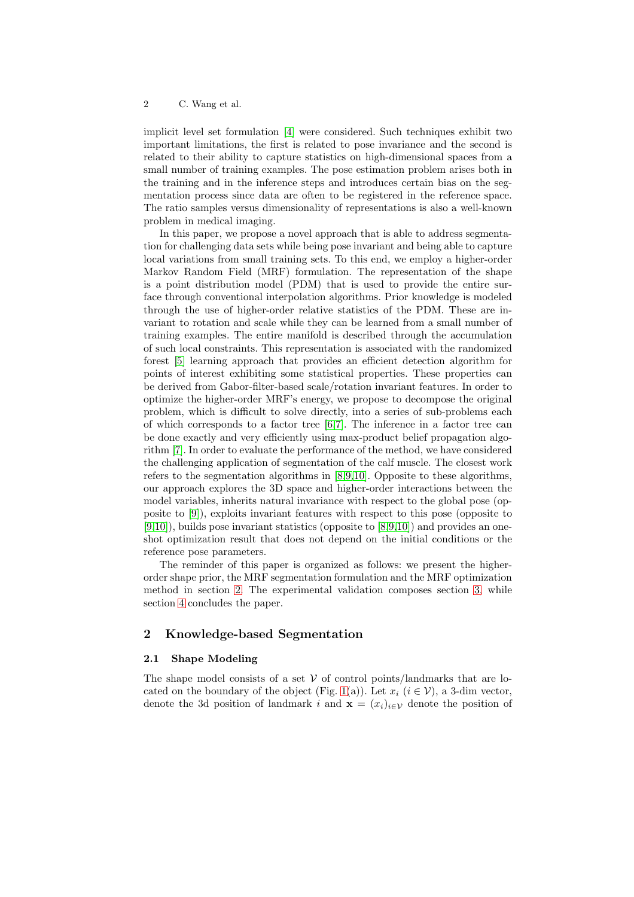implicit level set formulation [4] were considered. Such techniques exhibit two important limitations, the first is related to pose invariance and the second is related to their ability to capture statistics on high-dimensional spaces from a small number of training examples. The pose estimation problem arises both in the training and in the inference steps and introduces certain bias on the segmentation process since data are often to be registered in the reference space. The ratio samples versus dimensionality of representations is also a well-known problem in medical imaging.

In this paper, we propose a novel approach that is able to address segmentation for challenging data sets while being pose invariant and being able to capture local variations from small training sets. To this end, we employ a higher-order Markov Random Field (MRF) formulation. The representation of the shape is a point distribution model (PDM) that is used to provide the entire surface through conventional interpolation algorithms. Prior knowledge is modeled through the use of higher-order relative statistics of the PDM. These are invariant to rotation and scale while they can be learned from a small number of training examples. The entire manifold is described through the accumulation of such local constraints. This representation is associated with the randomized forest [5] learning approach that provides an efficient detection algorithm for points of interest exhibiting some statistical properties. These properties can be derived from Gabor-filter-based scale/rotation invariant features. In order to optimize the higher-order MRF's energy, we propose to decompose the original problem, which is difficult to solve directly, into a series of sub-problems each of which corresponds to a factor tree [6,7]. The inference in a factor tree can be done exactly and very efficiently using max-product belief propagation algorithm [7]. In order to evaluate the performance of the method, we have considered the challenging application of segmentation of the calf muscle. The closest work refers to the segmentation algorithms in [8,9,10]. Opposite to these algorithms, our approach explores the 3D space and higher-order interactions between the model variables, inherits natural invariance with respect to the global pose (opposite to [9]), exploits invariant features with respect to this pose (opposite to [9,10]), builds pose invariant statistics (opposite to [8,9,10]) and provides an one-shot optimization result that does not depend on the initial conditions or the reference pose parameters.

The reminder of this paper is organized as follows: we present the higher-order shape prior, the MRF segmentation formulation and the MRF optimization method in section 2. The experimental validation composes section 3, while section 4 concludes the paper.

## 2 Knowledge-based Segmentation

### 2.1 Shape Modeling

The shape model consists of a set $\mathcal{V}$ of control points/landmarks that are located on the boundary of the object (Fig. 1(a)). Let $x_i$ ($i \in \mathcal{V}$), a 3-dim vector, denote the 3d position of landmark $i$ and $\mathbf{x} = (x_i)_{i \in \mathcal{V}}$ denote the position of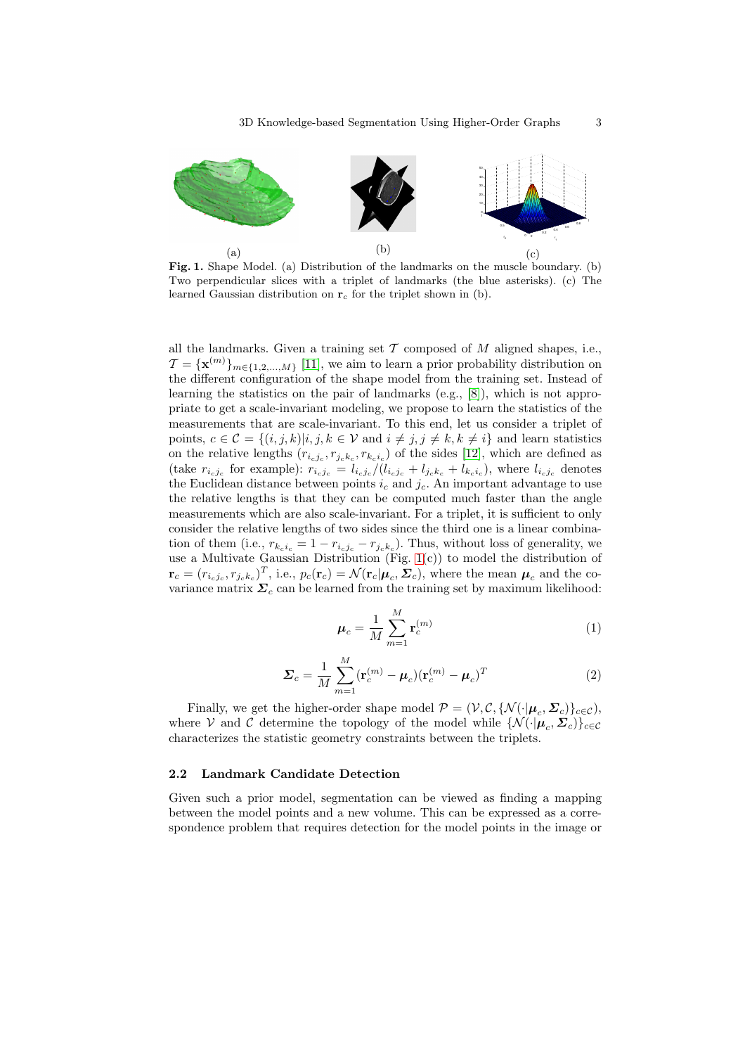(a) (b) (c)

**Fig. 1.** Shape Model. (a) Distribution of the landmarks on the muscle boundary. (b) Two perpendicular slices with a triplet of landmarks (the blue asterisks). (c) The learned Gaussian distribution on $\mathbf{r}_c$ for the triplet shown in (b).

all the landmarks. Given a training set $\mathcal{T}$ composed of $M$ aligned shapes, i.e., $\mathcal{T} = \{\mathbf{x}^{(m)}\}_{m\in\{1,2,\ldots,M\}}$ [11], we aim to learn a prior probability distribution on the different configuration of the shape model from the training set. Instead of learning the statistics on the pair of landmarks (e.g., [8]), which is not appropriate to get a scale-invariant modeling, we propose to learn the statistics of the measurements that are scale-invariant. To this end, let us consider a triplet of points, $c \in \mathcal{C} = \{(i,j,k)|i,j,k \in \mathcal{V} \text{ and } i \neq j, j \neq k, k \neq i\}$ and learn statistics on the relative lengths $(r_{i_c j_c}, r_{j_c k_c}, r_{k_c i_c})$ of the sides [12], which are defined as (take $r_{i_c j_c}$ for example): $r_{i_c j_c} = l_{i_c j_c}/(l_{i_c j_c} + l_{j_c k_c} + l_{k_c i_c})$, where $l_{i_c j_c}$ denotes the Euclidean distance between points $i_c$ and $j_c$. An important advantage to use the relative lengths is that they can be computed much faster than the angle measurements which are also scale-invariant. For a triplet, it is sufficient to only consider the relative lengths of two sides since the third one is a linear combination of them (i.e., $r_{k_c i_c} = 1 - r_{i_c j_c} - r_{j_c k_c}$). Thus, without loss of generality, we use a Multivate Gaussian Distribution (Fig. 1(c)) to model the distribution of $\mathbf{r}_c = (r_{i_c j_c}, r_{j_c k_c})^T$, i.e., $p_c(\mathbf{r}_c) = \mathcal{N}(\mathbf{r}_c|\boldsymbol{\mu}_c, \boldsymbol{\Sigma}_c)$, where the mean $\boldsymbol{\mu}_c$ and the covariance matrix $\boldsymbol{\Sigma}_c$ can be learned from the training set by maximum likelihood:

$$\boldsymbol{\mu}_c = \frac{1}{M}\sum_{m=1}^{M}\mathbf{r}_c^{(m)} \tag{1}$$

$$\boldsymbol{\Sigma}_c = \frac{1}{M}\sum_{m=1}^{M}(\mathbf{r}_c^{(m)} - \boldsymbol{\mu}_c)(\mathbf{r}_c^{(m)} - \boldsymbol{\mu}_c)^T \tag{2}$$

Finally, we get the higher-order shape model $\mathcal{P} = (\mathcal{V}, \mathcal{C}, \{\mathcal{N}(\cdot|\boldsymbol{\mu}_c, \boldsymbol{\Sigma}_c)\}_{c\in\mathcal{C}})$, where $\mathcal{V}$ and $\mathcal{C}$ determine the topology of the model while $\{\mathcal{N}(\cdot|\boldsymbol{\mu}_c, \boldsymbol{\Sigma}_c)\}_{c\in\mathcal{C}}$ characterizes the statistic geometry constraints between the triplets.

### 2.2 Landmark Candidate Detection

Given such a prior model, segmentation can be viewed as finding a mapping between the model points and a new volume. This can be expressed as a correspondence problem that requires detection for the model points in the image or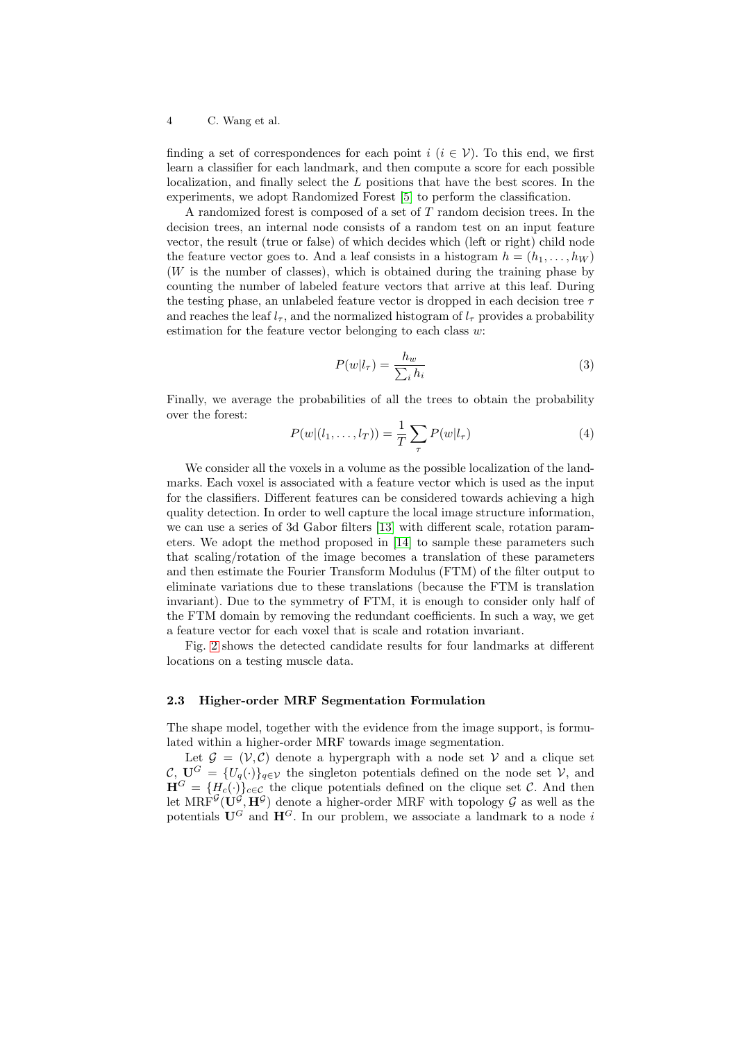finding a set of correspondences for each point $i$ ($i \in \mathcal{V}$). To this end, we first learn a classifier for each landmark, and then compute a score for each possible localization, and finally select the $L$ positions that have the best scores. In the experiments, we adopt Randomized Forest [5] to perform the classification.

A randomized forest is composed of a set of $T$ random decision trees. In the decision trees, an internal node consists of a random test on an input feature vector, the result (true or false) of which decides which (left or right) child node the feature vector goes to. And a leaf consists in a histogram $h = (h_1, \ldots, h_W)$ ($W$ is the number of classes), which is obtained during the training phase by counting the number of labeled feature vectors that arrive at this leaf. During the testing phase, an unlabeled feature vector is dropped in each decision tree $\tau$ and reaches the leaf $l_\tau$, and the normalized histogram of $l_\tau$ provides a probability estimation for the feature vector belonging to each class $w$:

$$P(w|l_\tau) = \frac{h_w}{\sum_i h_i} \tag{3}$$

Finally, we average the probabilities of all the trees to obtain the probability over the forest:

$$P(w|(l_1, \ldots, l_T)) = \frac{1}{T} \sum_\tau P(w|l_\tau) \tag{4}$$

We consider all the voxels in a volume as the possible localization of the landmarks. Each voxel is associated with a feature vector which is used as the input for the classifiers. Different features can be considered towards achieving a high quality detection. In order to well capture the local image structure information, we can use a series of 3d Gabor filters [13] with different scale, rotation parameters. We adopt the method proposed in [14] to sample these parameters such that scaling/rotation of the image becomes a translation of these parameters and then estimate the Fourier Transform Modulus (FTM) of the filter output to eliminate variations due to these translations (because the FTM is translation invariant). Due to the symmetry of FTM, it is enough to consider only half of the FTM domain by removing the redundant coefficients. In such a way, we get a feature vector for each voxel that is scale and rotation invariant.

Fig. 2 shows the detected candidate results for four landmarks at different locations on a testing muscle data.

### 2.3 Higher-order MRF Segmentation Formulation

The shape model, together with the evidence from the image support, is formulated within a higher-order MRF towards image segmentation.

Let $\mathcal{G} = (\mathcal{V}, \mathcal{C})$ denote a hypergraph with a node set $\mathcal{V}$ and a clique set $\mathcal{C}$, $\mathbf{U}^G = \{U_q(\cdot)\}_{q \in \mathcal{V}}$ the singleton potentials defined on the node set $\mathcal{V}$, and $\mathbf{H}^G = \{H_c(\cdot)\}_{c \in \mathcal{C}}$ the clique potentials defined on the clique set $\mathcal{C}$. And then let $\text{MRF}^{\mathcal{G}}(\mathbf{U}^{\mathcal{G}}, \mathbf{H}^{\mathcal{G}})$ denote a higher-order MRF with topology $\mathcal{G}$ as well as the potentials $\mathbf{U}^G$ and $\mathbf{H}^G$. In our problem, we associate a landmark to a node $i$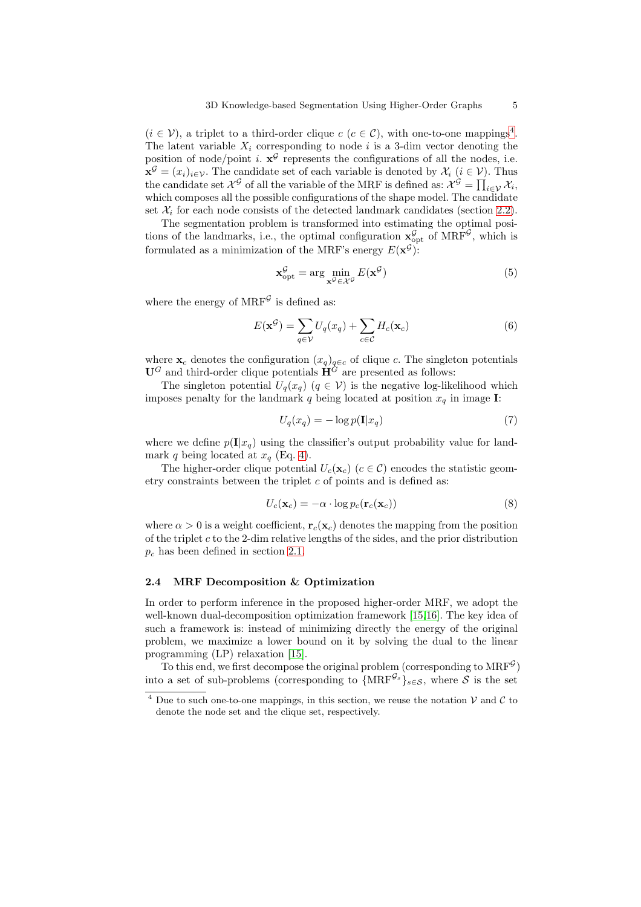($i \in \mathcal{V}$), a triplet to a third-order clique $c$ ($c \in \mathcal{C}$), with one-to-one mappings[4]. The latent variable $X_i$ corresponding to node $i$ is a 3-dim vector denoting the position of node/point $i$. $\mathbf{x}^{\mathcal{G}}$ represents the configurations of all the nodes, i.e. $\mathbf{x}^{\mathcal{G}} = (x_i)_{i \in \mathcal{V}}$. The candidate set of each variable is denoted by $\mathcal{X}_i$ ($i \in \mathcal{V}$). Thus the candidate set $\mathcal{X}^{\mathcal{G}}$ of all the variable of the MRF is defined as: $\mathcal{X}^{\mathcal{G}} = \prod_{i \in \mathcal{V}} \mathcal{X}_i$, which composes all the possible configurations of the shape model. The candidate set $\mathcal{X}_i$ for each node consists of the detected landmark candidates (section 2.2).

The segmentation problem is transformed into estimating the optimal positions of the landmarks, i.e., the optimal configuration $\mathbf{x}^{\mathcal{G}}_{\text{opt}}$ of MRF$^{\mathcal{G}}$, which is formulated as a minimization of the MRF's energy $E(\mathbf{x}^{\mathcal{G}})$:

$$\mathbf{x}^{\mathcal{G}}_{\text{opt}} = \arg \min_{\mathbf{x}^{\mathcal{G}} \in \mathcal{X}^{\mathcal{G}}} E(\mathbf{x}^{\mathcal{G}}) \tag{5}$$

where the energy of MRF$^{\mathcal{G}}$ is defined as:

$$E(\mathbf{x}^{\mathcal{G}}) = \sum_{q \in \mathcal{V}} U_q(x_q) + \sum_{c \in \mathcal{C}} H_c(\mathbf{x}_c) \tag{6}$$

where $\mathbf{x}_c$ denotes the configuration $(x_q)_{q \in c}$ of clique $c$. The singleton potentials $\mathbf{U}^G$ and third-order clique potentials $\mathbf{H}^G$ are presented as follows:

The singleton potential $U_q(x_q)$ ($q \in \mathcal{V}$) is the negative log-likelihood which imposes penalty for the landmark $q$ being located at position $x_q$ in image $\mathbf{I}$:

$$U_q(x_q) = -\log p(\mathbf{I}|x_q) \tag{7}$$

where we define $p(\mathbf{I}|x_q)$ using the classifier's output probability value for landmark $q$ being located at $x_q$ (Eq. 4).

The higher-order clique potential $U_c(\mathbf{x}_c)$ ($c \in \mathcal{C}$) encodes the statistic geometry constraints between the triplet $c$ of points and is defined as:

$$U_c(\mathbf{x}_c) = -\alpha \cdot \log p_c(\mathbf{r}_c(\mathbf{x}_c)) \tag{8}$$

where $\alpha > 0$ is a weight coefficient, $\mathbf{r}_c(\mathbf{x}_c)$ denotes the mapping from the position of the triplet $c$ to the 2-dim relative lengths of the sides, and the prior distribution $p_c$ has been defined in section 2.1.

### 2.4 MRF Decomposition & Optimization

In order to perform inference in the proposed higher-order MRF, we adopt the well-known dual-decomposition optimization framework [15,16]. The key idea of such a framework is: instead of minimizing directly the energy of the original problem, we maximize a lower bound on it by solving the dual to the linear programming (LP) relaxation [15].

To this end, we first decompose the original problem (corresponding to MRF$^{\mathcal{G}}$) into a set of sub-problems (corresponding to $\{\text{MRF}^{\mathcal{G}_s}\}_{s \in \mathcal{S}}$, where $\mathcal{S}$ is the set

[4] Due to such one-to-one mappings, in this section, we reuse the notation $\mathcal{V}$ and $\mathcal{C}$ to denote the node set and the clique set, respectively.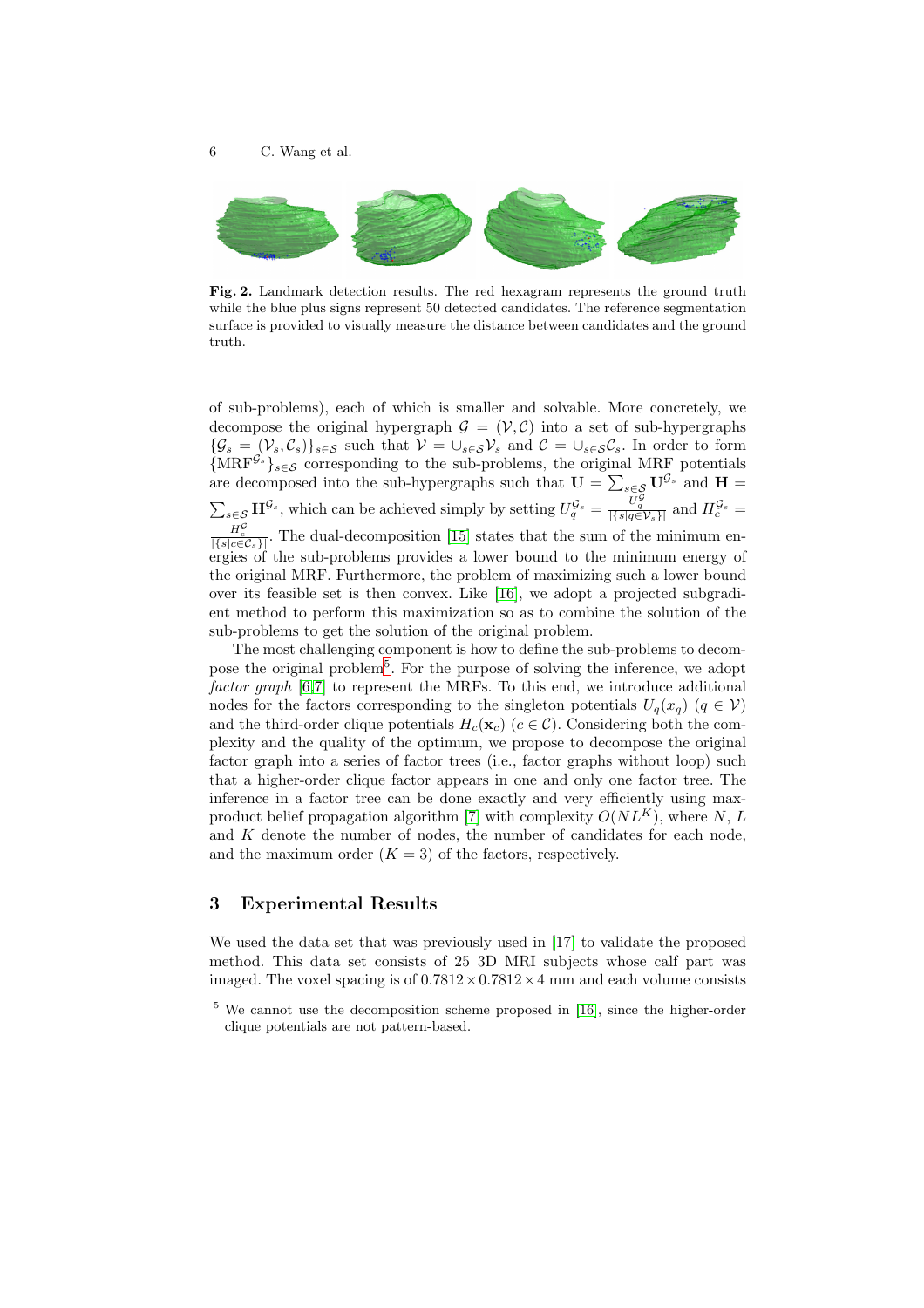**Fig. 2.** Landmark detection results. The red hexagram represents the ground truth while the blue plus signs represent 50 detected candidates. The reference segmentation surface is provided to visually measure the distance between candidates and the ground truth.

of sub-problems), each of which is smaller and solvable. More concretely, we decompose the original hypergraph $\mathcal{G} = (\mathcal{V}, \mathcal{C})$ into a set of sub-hypergraphs $\{\mathcal{G}_s = (\mathcal{V}_s, \mathcal{C}_s)\}_{s \in \mathcal{S}}$ such that $\mathcal{V} = \cup_{s \in \mathcal{S}} \mathcal{V}_s$ and $\mathcal{C} = \cup_{s \in \mathcal{S}} \mathcal{C}_s$. In order to form $\{\text{MRF}^{\mathcal{G}_s}\}_{s \in \mathcal{S}}$ corresponding to the sub-problems, the original MRF potentials are decomposed into the sub-hypergraphs such that $\mathbf{U} = \sum_{s \in \mathcal{S}} \mathbf{U}^{\mathcal{G}_s}$ and $\mathbf{H} = \sum_{s \in \mathcal{S}} \mathbf{H}^{\mathcal{G}_s}$, which can be achieved simply by setting $U_q^{\mathcal{G}_s} = \frac{U_q^{\mathcal{G}}}{|\{s | q \in \mathcal{V}_s\}|}$ and $H_c^{\mathcal{G}_s} = \frac{H_c^{\mathcal{G}}}{|\{s | c \in \mathcal{C}_s\}|}$. The dual-decomposition [15] states that the sum of the minimum energies of the sub-problems provides a lower bound to the minimum energy of the original MRF. Furthermore, the problem of maximizing such a lower bound over its feasible set is then convex. Like [16], we adopt a projected subgradient method to perform this maximization so as to combine the solution of the sub-problems to get the solution of the original problem.

The most challenging component is how to define the sub-problems to decompose the original problem[5]. For the purpose of solving the inference, we adopt *factor graph* [6,7] to represent the MRFs. To this end, we introduce additional nodes for the factors corresponding to the singleton potentials $U_q(x_q)$ $(q \in \mathcal{V})$ and the third-order clique potentials $H_c(\mathbf{x}_c)$ $(c \in \mathcal{C})$. Considering both the complexity and the quality of the optimum, we propose to decompose the original factor graph into a series of factor trees (i.e., factor graphs without loop) such that a higher-order clique factor appears in one and only one factor tree. The inference in a factor tree can be done exactly and very efficiently using max-product belief propagation algorithm [7] with complexity $O(NL^K)$, where $N$, $L$ and $K$ denote the number of nodes, the number of candidates for each node, and the maximum order $(K = 3)$ of the factors, respectively.

## 3 Experimental Results

We used the data set that was previously used in [17] to validate the proposed method. This data set consists of 25 3D MRI subjects whose calf part was imaged. The voxel spacing is of $0.7812 \times 0.7812 \times 4$ mm and each volume consists

[5] We cannot use the decomposition scheme proposed in [16], since the higher-order clique potentials are not pattern-based.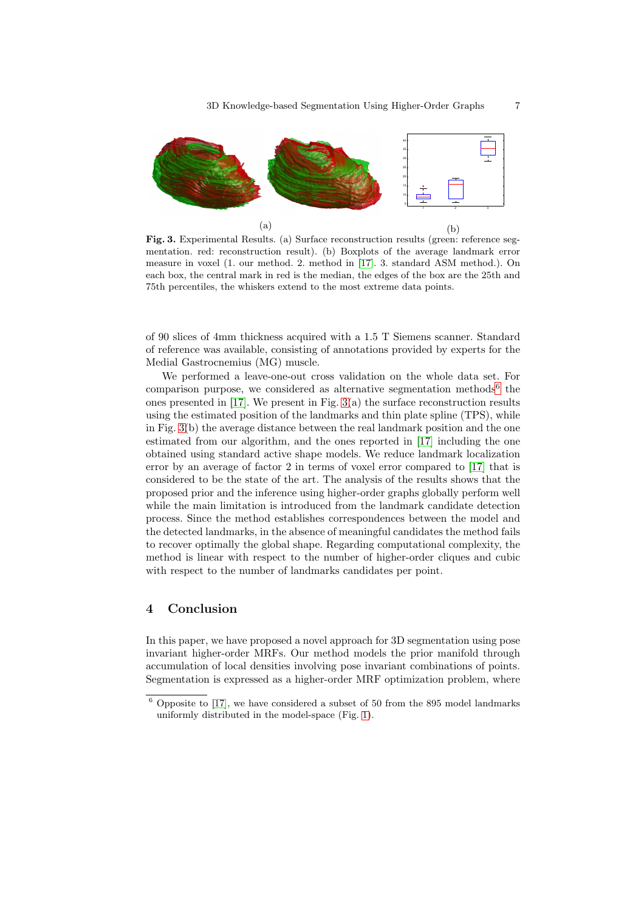(a) (b)

**Fig. 3.** Experimental Results. (a) Surface reconstruction results (green: reference segmentation. red: reconstruction result). (b) Boxplots of the average landmark error measure in voxel (1. our method. 2. method in [17]. 3. standard ASM method.). On each box, the central mark in red is the median, the edges of the box are the 25th and 75th percentiles, the whiskers extend to the most extreme data points.

of 90 slices of 4mm thickness acquired with a 1.5 T Siemens scanner. Standard of reference was available, consisting of annotations provided by experts for the Medial Gastrocnemius (MG) muscle.

We performed a leave-one-out cross validation on the whole data set. For comparison purpose, we considered as alternative segmentation methods[6] the ones presented in [17]. We present in Fig. 3(a) the surface reconstruction results using the estimated position of the landmarks and thin plate spline (TPS), while in Fig. 3(b) the average distance between the real landmark position and the one estimated from our algorithm, and the ones reported in [17] including the one obtained using standard active shape models. We reduce landmark localization error by an average of factor 2 in terms of voxel error compared to [17] that is considered to be the state of the art. The analysis of the results shows that the proposed prior and the inference using higher-order graphs globally perform well while the main limitation is introduced from the landmark candidate detection process. Since the method establishes correspondences between the model and the detected landmarks, in the absence of meaningful candidates the method fails to recover optimally the global shape. Regarding computational complexity, the method is linear with respect to the number of higher-order cliques and cubic with respect to the number of landmarks candidates per point.

## 4 Conclusion

In this paper, we have proposed a novel approach for 3D segmentation using pose invariant higher-order MRFs. Our method models the prior manifold through accumulation of local densities involving pose invariant combinations of points. Segmentation is expressed as a higher-order MRF optimization problem, where

[6] Opposite to [17], we have considered a subset of 50 from the 895 model landmarks uniformly distributed in the model-space (Fig. 1).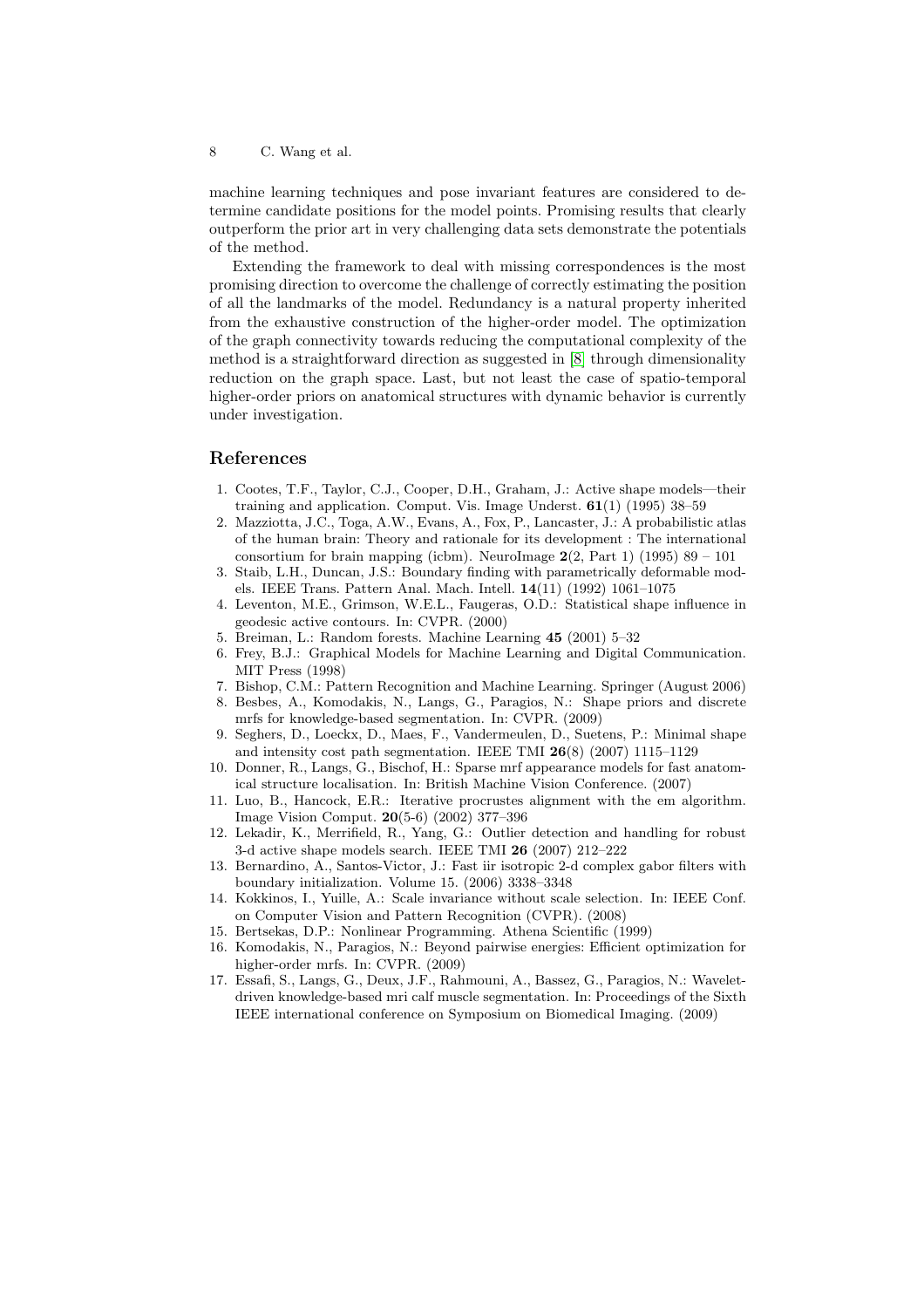machine learning techniques and pose invariant features are considered to determine candidate positions for the model points. Promising results that clearly outperform the prior art in very challenging data sets demonstrate the potentials of the method.

Extending the framework to deal with missing correspondences is the most promising direction to overcome the challenge of correctly estimating the position of all the landmarks of the model. Redundancy is a natural property inherited from the exhaustive construction of the higher-order model. The optimization of the graph connectivity towards reducing the computational complexity of the method is a straightforward direction as suggested in [8] through dimensionality reduction on the graph space. Last, but not least the case of spatio-temporal higher-order priors on anatomical structures with dynamic behavior is currently under investigation.

## References

1. Cootes, T.F., Taylor, C.J., Cooper, D.H., Graham, J.: Active shape models—their training and application. Comput. Vis. Image Underst. **61**(1) (1995) 38–59
2. Mazziotta, J.C., Toga, A.W., Evans, A., Fox, P., Lancaster, J.: A probabilistic atlas of the human brain: Theory and rationale for its development : The international consortium for brain mapping (icbm). NeuroImage **2**(2, Part 1) (1995) 89 – 101
3. Staib, L.H., Duncan, J.S.: Boundary finding with parametrically deformable models. IEEE Trans. Pattern Anal. Mach. Intell. **14**(11) (1992) 1061–1075
4. Leventon, M.E., Grimson, W.E.L., Faugeras, O.D.: Statistical shape influence in geodesic active contours. In: CVPR. (2000)
5. Breiman, L.: Random forests. Machine Learning **45** (2001) 5–32
6. Frey, B.J.: Graphical Models for Machine Learning and Digital Communication. MIT Press (1998)
7. Bishop, C.M.: Pattern Recognition and Machine Learning. Springer (August 2006)
8. Besbes, A., Komodakis, N., Langs, G., Paragios, N.: Shape priors and discrete mrfs for knowledge-based segmentation. In: CVPR. (2009)
9. Seghers, D., Loeckx, D., Maes, F., Vandermeulen, D., Suetens, P.: Minimal shape and intensity cost path segmentation. IEEE TMI **26**(8) (2007) 1115–1129
10. Donner, R., Langs, G., Bischof, H.: Sparse mrf appearance models for fast anatomical structure localisation. In: British Machine Vision Conference. (2007)
11. Luo, B., Hancock, E.R.: Iterative procrustes alignment with the em algorithm. Image Vision Comput. **20**(5-6) (2002) 377–396
12. Lekadir, K., Merrifield, R., Yang, G.: Outlier detection and handling for robust 3-d active shape models search. IEEE TMI **26** (2007) 212–222
13. Bernardino, A., Santos-Victor, J.: Fast iir isotropic 2-d complex gabor filters with boundary initialization. Volume 15. (2006) 3338–3348
14. Kokkinos, I., Yuille, A.: Scale invariance without scale selection. In: IEEE Conf. on Computer Vision and Pattern Recognition (CVPR). (2008)
15. Bertsekas, D.P.: Nonlinear Programming. Athena Scientific (1999)
16. Komodakis, N., Paragios, N.: Beyond pairwise energies: Efficient optimization for higher-order mrfs. In: CVPR. (2009)
17. Essafi, S., Langs, G., Deux, J.F., Rahmouni, A., Bassez, G., Paragios, N.: Wavelet-driven knowledge-based mri calf muscle segmentation. In: Proceedings of the Sixth IEEE international conference on Symposium on Biomedical Imaging. (2009)